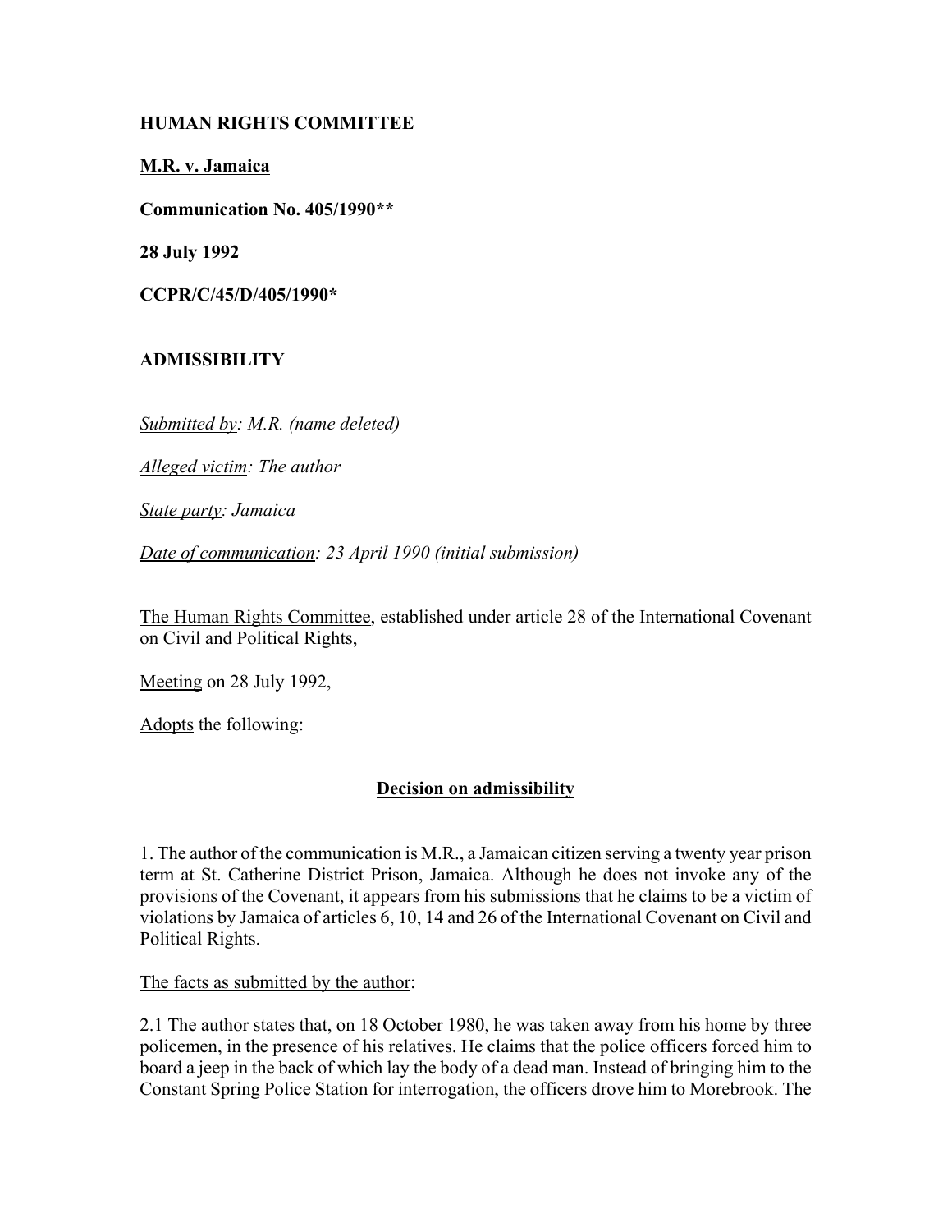**HUMAN RIGHTS COMMITTEE**

**M.R. v. Jamaica**

**Communication No. 405/1990****

**28 July 1992**

**CCPR/C/45/D/405/1990***

**ADMISSIBILITY**

*Submitted by: M.R. (name deleted)*

*Alleged victim: The author*

*State party: Jamaica*

*Date of communication: 23 April 1990 (initial submission)*

The Human Rights Committee, established under article 28 of the International Covenant on Civil and Political Rights,

Meeting on 28 July 1992,

Adopts the following:

**Decision on admissibility**

1. The author of the communication is M.R., a Jamaican citizen serving a twenty year prison term at St. Catherine District Prison, Jamaica. Although he does not invoke any of the provisions of the Covenant, it appears from his submissions that he claims to be a victim of violations by Jamaica of articles 6, 10, 14 and 26 of the International Covenant on Civil and Political Rights.

The facts as submitted by the author:

2.1 The author states that, on 18 October 1980, he was taken away from his home by three policemen, in the presence of his relatives. He claims that the police officers forced him to board a jeep in the back of which lay the body of a dead man. Instead of bringing him to the Constant Spring Police Station for interrogation, the officers drove him to Morebrook. The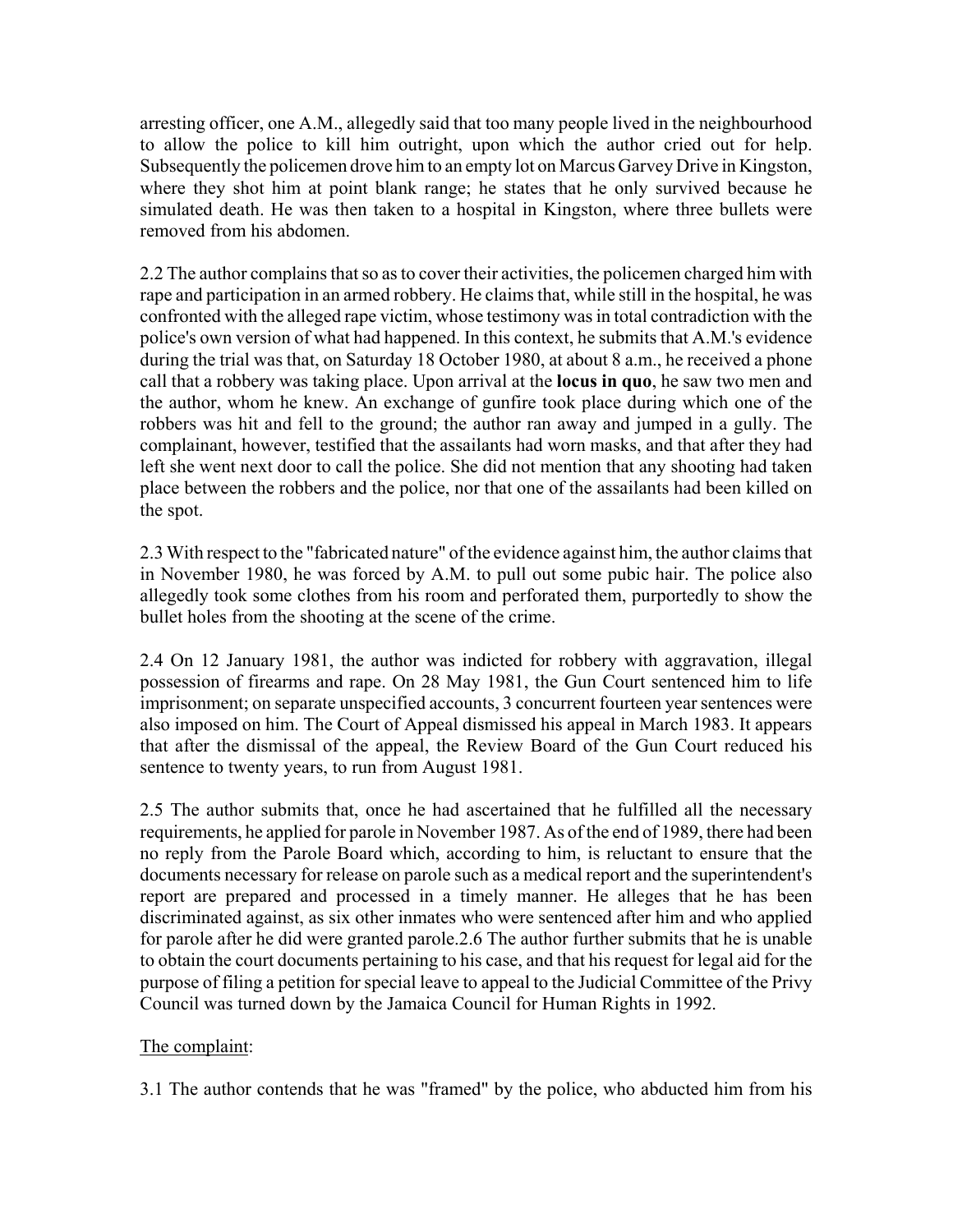arresting officer, one A.M., allegedly said that too many people lived in the neighbourhood to allow the police to kill him outright, upon which the author cried out for help. Subsequently the policemen drove him to an empty lot on Marcus Garvey Drive in Kingston, where they shot him at point blank range; he states that he only survived because he simulated death. He was then taken to a hospital in Kingston, where three bullets were removed from his abdomen.

2.2 The author complains that so as to cover their activities, the policemen charged him with rape and participation in an armed robbery. He claims that, while still in the hospital, he was confronted with the alleged rape victim, whose testimony was in total contradiction with the police's own version of what had happened. In this context, he submits that A.M.'s evidence during the trial was that, on Saturday 18 October 1980, at about 8 a.m., he received a phone call that a robbery was taking place. Upon arrival at the **locus in quo**, he saw two men and the author, whom he knew. An exchange of gunfire took place during which one of the robbers was hit and fell to the ground; the author ran away and jumped in a gully. The complainant, however, testified that the assailants had worn masks, and that after they had left she went next door to call the police. She did not mention that any shooting had taken place between the robbers and the police, nor that one of the assailants had been killed on the spot.

2.3 With respect to the "fabricated nature" of the evidence against him, the author claims that in November 1980, he was forced by A.M. to pull out some pubic hair. The police also allegedly took some clothes from his room and perforated them, purportedly to show the bullet holes from the shooting at the scene of the crime.

2.4 On 12 January 1981, the author was indicted for robbery with aggravation, illegal possession of firearms and rape. On 28 May 1981, the Gun Court sentenced him to life imprisonment; on separate unspecified accounts, 3 concurrent fourteen year sentences were also imposed on him. The Court of Appeal dismissed his appeal in March 1983. It appears that after the dismissal of the appeal, the Review Board of the Gun Court reduced his sentence to twenty years, to run from August 1981.

2.5 The author submits that, once he had ascertained that he fulfilled all the necessary requirements, he applied for parole in November 1987. As of the end of 1989, there had been no reply from the Parole Board which, according to him, is reluctant to ensure that the documents necessary for release on parole such as a medical report and the superintendent's report are prepared and processed in a timely manner. He alleges that he has been discriminated against, as six other inmates who were sentenced after him and who applied for parole after he did were granted parole.

2.6 The author further submits that he is unable to obtain the court documents pertaining to his case, and that his request for legal aid for the purpose of filing a petition for special leave to appeal to the Judicial Committee of the Privy Council was turned down by the Jamaica Council for Human Rights in 1992.

The complaint:

3.1 The author contends that he was "framed" by the police, who abducted him from his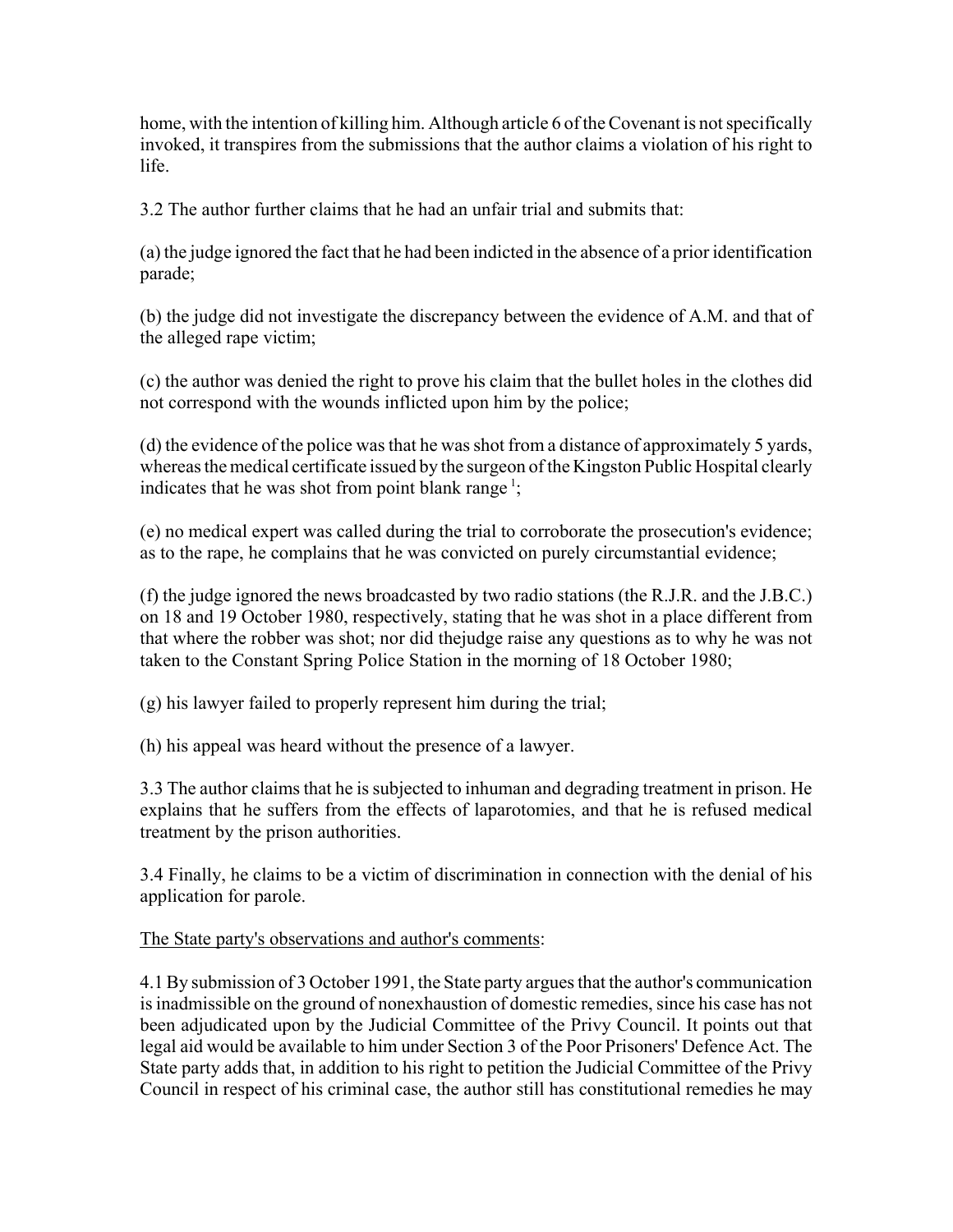home, with the intention of killing him. Although article 6 of the Covenant is not specifically invoked, it transpires from the submissions that the author claims a violation of his right to life.

3.2 The author further claims that he had an unfair trial and submits that:

(a) the judge ignored the fact that he had been indicted in the absence of a prior identification parade;

(b) the judge did not investigate the discrepancy between the evidence of A.M. and that of the alleged rape victim;

(c) the author was denied the right to prove his claim that the bullet holes in the clothes did not correspond with the wounds inflicted upon him by the police;

(d) the evidence of the police was that he was shot from a distance of approximately 5 yards, whereas the medical certificate issued by the surgeon of the Kingston Public Hospital clearly indicates that he was shot from point blank range [1];

(e) no medical expert was called during the trial to corroborate the prosecution's evidence; as to the rape, he complains that he was convicted on purely circumstantial evidence;

(f) the judge ignored the news broadcasted by two radio stations (the R.J.R. and the J.B.C.) on 18 and 19 October 1980, respectively, stating that he was shot in a place different from that where the robber was shot; nor did thejudge raise any questions as to why he was not taken to the Constant Spring Police Station in the morning of 18 October 1980;

(g) his lawyer failed to properly represent him during the trial;

(h) his appeal was heard without the presence of a lawyer.

3.3 The author claims that he is subjected to inhuman and degrading treatment in prison. He explains that he suffers from the effects of laparotomies, and that he is refused medical treatment by the prison authorities.

3.4 Finally, he claims to be a victim of discrimination in connection with the denial of his application for parole.

The State party's observations and author's comments:

4.1 By submission of 3 October 1991, the State party argues that the author's communication is inadmissible on the ground of nonexhaustion of domestic remedies, since his case has not been adjudicated upon by the Judicial Committee of the Privy Council. It points out that legal aid would be available to him under Section 3 of the Poor Prisoners' Defence Act. The State party adds that, in addition to his right to petition the Judicial Committee of the Privy Council in respect of his criminal case, the author still has constitutional remedies he may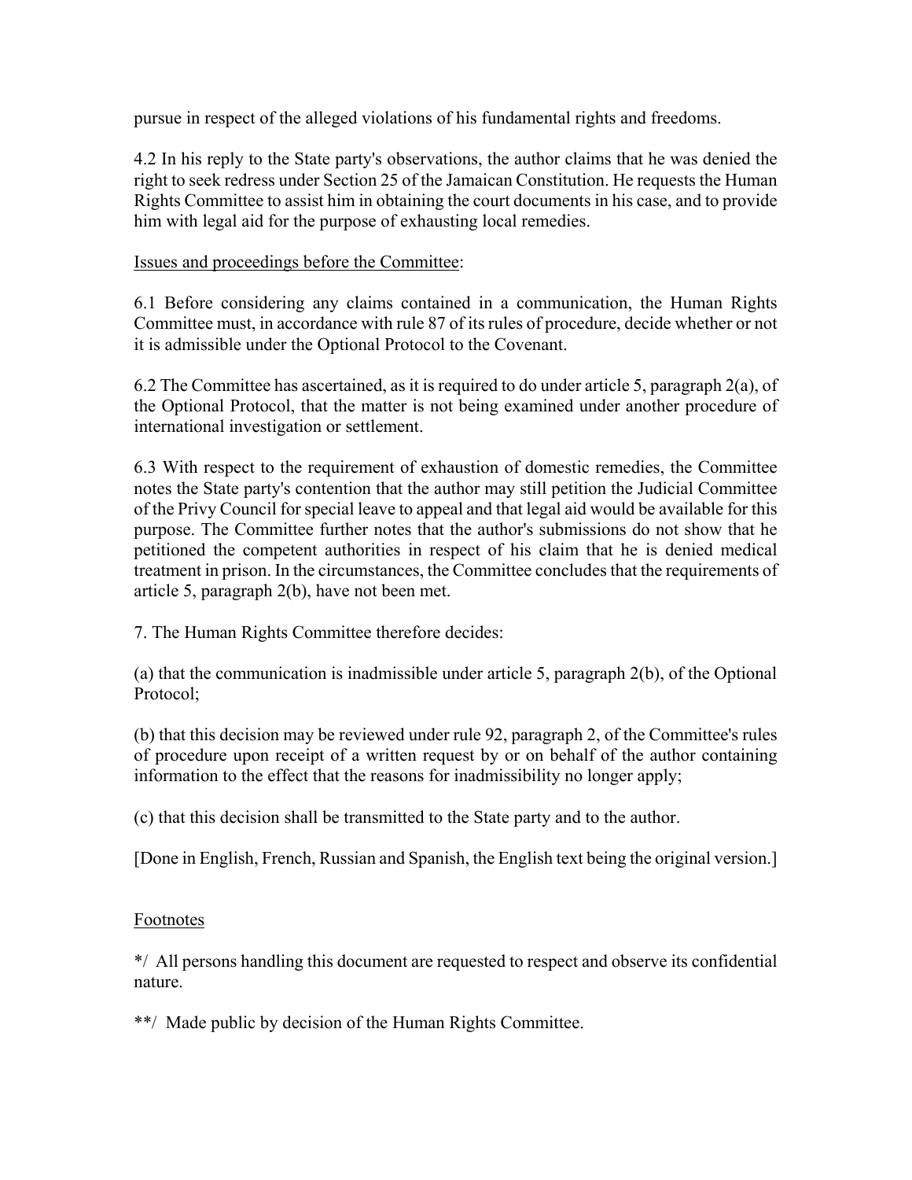pursue in respect of the alleged violations of his fundamental rights and freedoms.

4.2 In his reply to the State party's observations, the author claims that he was denied the right to seek redress under Section 25 of the Jamaican Constitution. He requests the Human Rights Committee to assist him in obtaining the court documents in his case, and to provide him with legal aid for the purpose of exhausting local remedies.

Issues and proceedings before the Committee:

6.1 Before considering any claims contained in a communication, the Human Rights Committee must, in accordance with rule 87 of its rules of procedure, decide whether or not it is admissible under the Optional Protocol to the Covenant.

6.2 The Committee has ascertained, as it is required to do under article 5, paragraph 2(a), of the Optional Protocol, that the matter is not being examined under another procedure of international investigation or settlement.

6.3 With respect to the requirement of exhaustion of domestic remedies, the Committee notes the State party's contention that the author may still petition the Judicial Committee of the Privy Council for special leave to appeal and that legal aid would be available for this purpose. The Committee further notes that the author's submissions do not show that he petitioned the competent authorities in respect of his claim that he is denied medical treatment in prison. In the circumstances, the Committee concludes that the requirements of article 5, paragraph 2(b), have not been met.

7. The Human Rights Committee therefore decides:

(a) that the communication is inadmissible under article 5, paragraph 2(b), of the Optional Protocol;

(b) that this decision may be reviewed under rule 92, paragraph 2, of the Committee's rules of procedure upon receipt of a written request by or on behalf of the author containing information to the effect that the reasons for inadmissibility no longer apply;

(c) that this decision shall be transmitted to the State party and to the author.

[Done in English, French, Russian and Spanish, the English text being the original version.]

Footnotes

*/ All persons handling this document are requested to respect and observe its confidential nature.

**/ Made public by decision of the Human Rights Committee.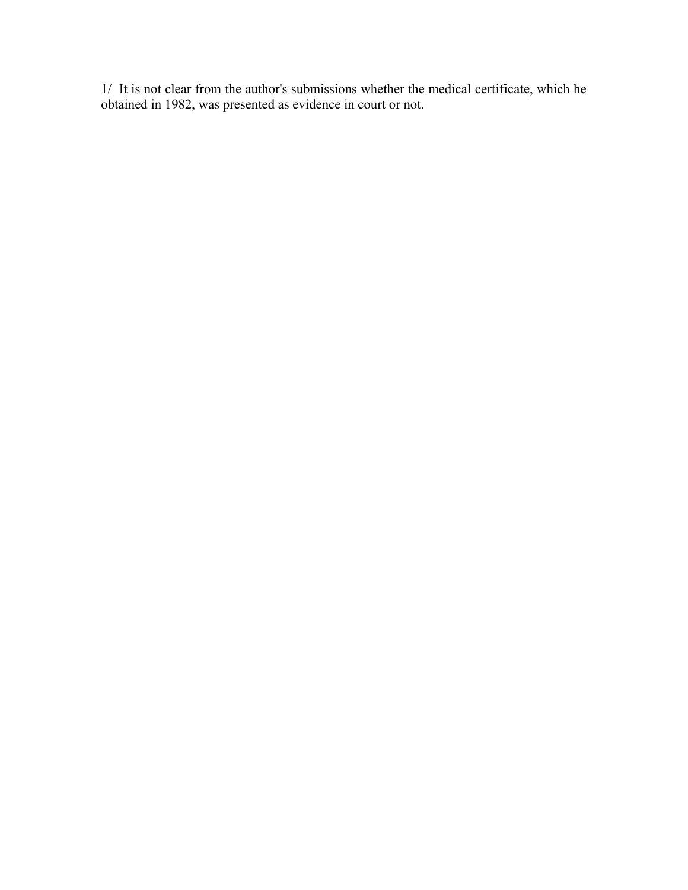1/ It is not clear from the author's submissions whether the medical certificate, which he obtained in 1982, was presented as evidence in court or not.